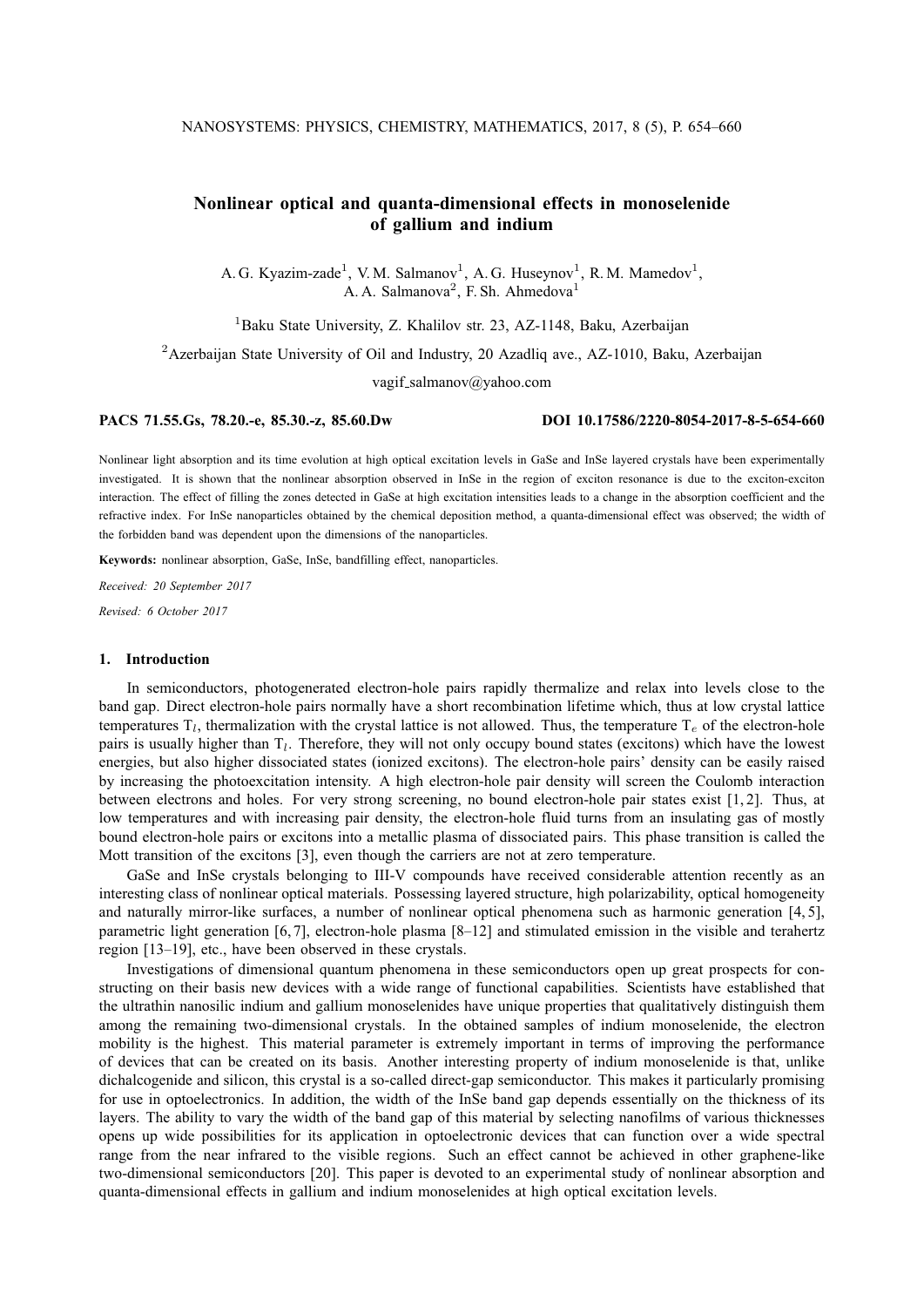# Nonlinear optical and quanta-dimensional effects in monoselenide of gallium and indium

A. G. Kyazim-zade[1], V. M. Salmanov[1], A. G. Huseynov[1], R. M. Mamedov[1], A. A. Salmanova[2], F. Sh. Ahmedova[1]

[1]Baku State University, Z. Khalilov str. 23, AZ-1148, Baku, Azerbaijan

[2]Azerbaijan State University of Oil and Industry, 20 Azadliq ave., AZ-1010, Baku, Azerbaijan

vagif_salmanov@yahoo.com

**PACS 71.55.Gs, 78.20.-e, 85.30.-z, 85.60.Dw** **DOI 10.17586/2220-8054-2017-8-5-654-660**

Nonlinear light absorption and its time evolution at high optical excitation levels in GaSe and InSe layered crystals have been experimentally investigated. It is shown that the nonlinear absorption observed in InSe in the region of exciton resonance is due to the exciton-exciton interaction. The effect of filling the zones detected in GaSe at high excitation intensities leads to a change in the absorption coefficient and the refractive index. For InSe nanoparticles obtained by the chemical deposition method, a quanta-dimensional effect was observed; the width of the forbidden band was dependent upon the dimensions of the nanoparticles.

**Keywords:** nonlinear absorption, GaSe, InSe, bandfilling effect, nanoparticles.

*Received: 20 September 2017*

*Revised: 6 October 2017*

## 1. Introduction

In semiconductors, photogenerated electron-hole pairs rapidly thermalize and relax into levels close to the band gap. Direct electron-hole pairs normally have a short recombination lifetime which, thus at low crystal lattice temperatures $T_l$, thermalization with the crystal lattice is not allowed. Thus, the temperature $T_e$ of the electron-hole pairs is usually higher than $T_l$. Therefore, they will not only occupy bound states (excitons) which have the lowest energies, but also higher dissociated states (ionized excitons). The electron-hole pairs' density can be easily raised by increasing the photoexcitation intensity. A high electron-hole pair density will screen the Coulomb interaction between electrons and holes. For very strong screening, no bound electron-hole pair states exist [1, 2]. Thus, at low temperatures and with increasing pair density, the electron-hole fluid turns from an insulating gas of mostly bound electron-hole pairs or excitons into a metallic plasma of dissociated pairs. This phase transition is called the Mott transition of the excitons [3], even though the carriers are not at zero temperature.

GaSe and InSe crystals belonging to III-V compounds have received considerable attention recently as an interesting class of nonlinear optical materials. Possessing layered structure, high polarizability, optical homogeneity and naturally mirror-like surfaces, a number of nonlinear optical phenomena such as harmonic generation [4, 5], parametric light generation [6, 7], electron-hole plasma [8–12] and stimulated emission in the visible and terahertz region [13–19], etc., have been observed in these crystals.

Investigations of dimensional quantum phenomena in these semiconductors open up great prospects for constructing on their basis new devices with a wide range of functional capabilities. Scientists have established that the ultrathin nanosilic indium and gallium monoselenides have unique properties that qualitatively distinguish them among the remaining two-dimensional crystals. In the obtained samples of indium monoselenide, the electron mobility is the highest. This material parameter is extremely important in terms of improving the performance of devices that can be created on its basis. Another interesting property of indium monoselenide is that, unlike dichalcogenide and silicon, this crystal is a so-called direct-gap semiconductor. This makes it particularly promising for use in optoelectronics. In addition, the width of the InSe band gap depends essentially on the thickness of its layers. The ability to vary the width of the band gap of this material by selecting nanofilms of various thicknesses opens up wide possibilities for its application in optoelectronic devices that can function over a wide spectral range from the near infrared to the visible regions. Such an effect cannot be achieved in other graphene-like two-dimensional semiconductors [20]. This paper is devoted to an experimental study of nonlinear absorption and quanta-dimensional effects in gallium and indium monoselenides at high optical excitation levels.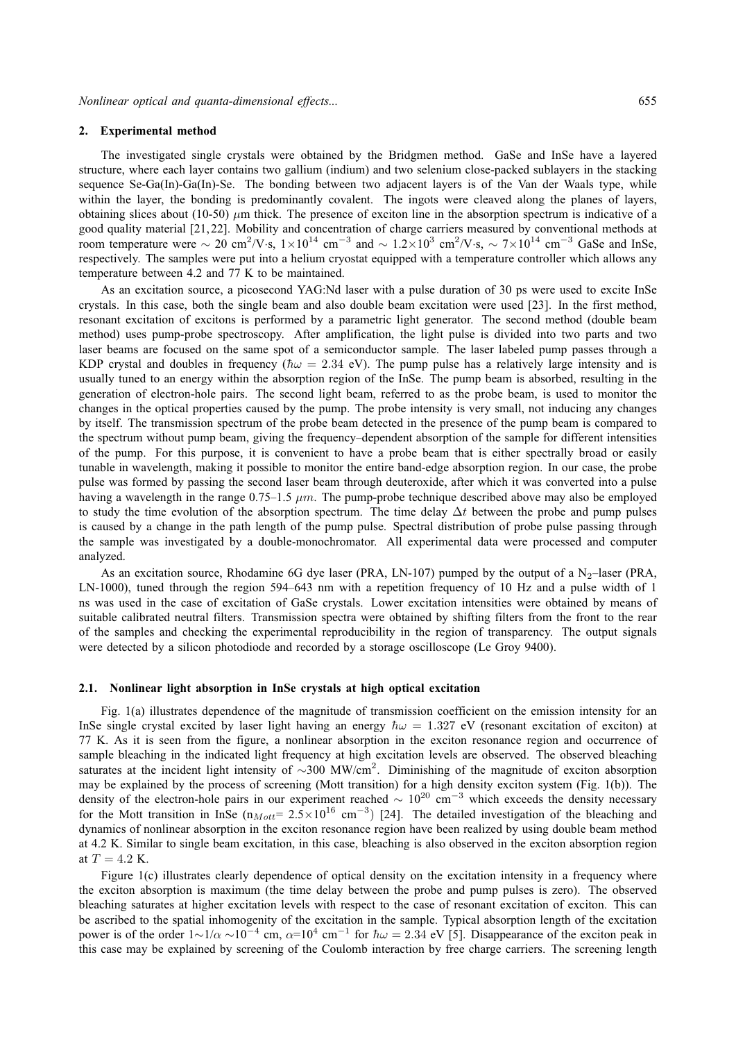## 2. Experimental method

The investigated single crystals were obtained by the Bridgmen method. GaSe and InSe have a layered structure, where each layer contains two gallium (indium) and two selenium close-packed sublayers in the stacking sequence Se-Ga(In)-Ga(In)-Se. The bonding between two adjacent layers is of the Van der Waals type, while within the layer, the bonding is predominantly covalent. The ingots were cleaved along the planes of layers, obtaining slices about (10-50) $\mu$m thick. The presence of exciton line in the absorption spectrum is indicative of a good quality material [21, 22]. Mobility and concentration of charge carriers measured by conventional methods at room temperature were $\sim$ 20 cm$^2$/V·s, $1\times10^{14}$ cm$^{-3}$ and $\sim 1.2\times10^3$ cm$^2$/V·s, $\sim 7\times10^{14}$ cm$^{-3}$ GaSe and InSe, respectively. The samples were put into a helium cryostat equipped with a temperature controller which allows any temperature between 4.2 and 77 K to be maintained.

As an excitation source, a picosecond YAG:Nd laser with a pulse duration of 30 ps were used to excite InSe crystals. In this case, both the single beam and also double beam excitation were used [23]. In the first method, resonant excitation of excitons is performed by a parametric light generator. The second method (double beam method) uses pump-probe spectroscopy. After amplification, the light pulse is divided into two parts and two laser beams are focused on the same spot of a semiconductor sample. The laser labeled pump passes through a KDP crystal and doubles in frequency ($\hbar\omega = 2.34$ eV). The pump pulse has a relatively large intensity and is usually tuned to an energy within the absorption region of the InSe. The pump beam is absorbed, resulting in the generation of electron-hole pairs. The second light beam, referred to as the probe beam, is used to monitor the changes in the optical properties caused by the pump. The probe intensity is very small, not inducing any changes by itself. The transmission spectrum of the probe beam detected in the presence of the pump beam is compared to the spectrum without pump beam, giving the frequency–dependent absorption of the sample for different intensities of the pump. For this purpose, it is convenient to have a probe beam that is either spectrally broad or easily tunable in wavelength, making it possible to monitor the entire band-edge absorption region. In our case, the probe pulse was formed by passing the second laser beam through deuteroxide, after which it was converted into a pulse having a wavelength in the range 0.75–1.5 $\mu m$. The pump-probe technique described above may also be employed to study the time evolution of the absorption spectrum. The time delay $\Delta t$ between the probe and pump pulses is caused by a change in the path length of the pump pulse. Spectral distribution of probe pulse passing through the sample was investigated by a double-monochromator. All experimental data were processed and computer analyzed.

As an excitation source, Rhodamine 6G dye laser (PRA, LN-107) pumped by the output of a $N_2$–laser (PRA, LN-1000), tuned through the region 594–643 nm with a repetition frequency of 10 Hz and a pulse width of 1 ns was used in the case of excitation of GaSe crystals. Lower excitation intensities were obtained by means of suitable calibrated neutral filters. Transmission spectra were obtained by shifting filters from the front to the rear of the samples and checking the experimental reproducibility in the region of transparency. The output signals were detected by a silicon photodiode and recorded by a storage oscilloscope (Le Groy 9400).

### 2.1. Nonlinear light absorption in InSe crystals at high optical excitation

Fig. 1(a) illustrates dependence of the magnitude of transmission coefficient on the emission intensity for an InSe single crystal excited by laser light having an energy $\hbar\omega = 1.327$ eV (resonant excitation of exciton) at 77 K. As it is seen from the figure, a nonlinear absorption in the exciton resonance region and occurrence of sample bleaching in the indicated light frequency at high excitation levels are observed. The observed bleaching saturates at the incident light intensity of $\sim$300 MW/cm$^2$. Diminishing of the magnitude of exciton absorption may be explained by the process of screening (Mott transition) for a high density exciton system (Fig. 1(b)). The density of the electron-hole pairs in our experiment reached $\sim 10^{20}$ cm$^{-3}$ which exceeds the density necessary for the Mott transition in InSe ($n_{Mott} = 2.5\times10^{16}$ cm$^{-3}$) [24]. The detailed investigation of the bleaching and dynamics of nonlinear absorption in the exciton resonance region have been realized by using double beam method at 4.2 K. Similar to single beam excitation, in this case, bleaching is also observed in the exciton absorption region at $T = 4.2$ K.

Figure 1(c) illustrates clearly dependence of optical density on the excitation intensity in a frequency where the exciton absorption is maximum (the time delay between the probe and pump pulses is zero). The observed bleaching saturates at higher excitation levels with respect to the case of resonant excitation of exciton. This can be ascribed to the spatial inhomogenity of the excitation in the sample. Typical absorption length of the excitation power is of the order $1\sim1/\alpha\sim10^{-4}$ cm, $\alpha=10^4$ cm$^{-1}$ for $\hbar\omega = 2.34$ eV [5]. Disappearance of the exciton peak in this case may be explained by screening of the Coulomb interaction by free charge carriers. The screening length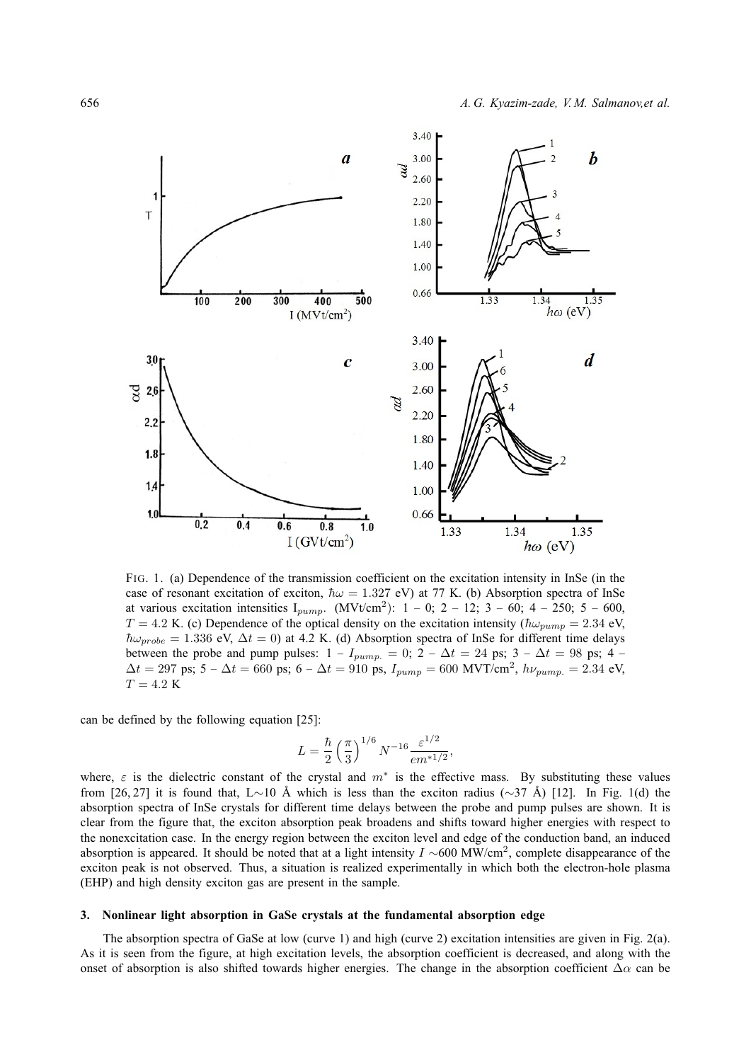FIG. 1. (a) Dependence of the transmission coefficient on the excitation intensity in InSe (in the case of resonant excitation of exciton, $\hbar\omega = 1.327$ eV) at 77 K. (b) Absorption spectra of InSe at various excitation intensities $I_{pump}$. (MVt/cm$^2$): 1 – 0; 2 – 12; 3 – 60; 4 – 250; 5 – 600, $T = 4.2$ K. (c) Dependence of the optical density on the excitation intensity ($\hbar\omega_{pump} = 2.34$ eV, $\hbar\omega_{probe} = 1.336$ eV, $\Delta t = 0$) at 4.2 K. (d) Absorption spectra of InSe for different time delays between the probe and pump pulses: 1 – $I_{pump.} = 0$; 2 – $\Delta t = 24$ ps; 3 – $\Delta t = 98$ ps; 4 – $\Delta t = 297$ ps; 5 – $\Delta t = 660$ ps; 6 – $\Delta t = 910$ ps, $I_{pump} = 600$ MVT/cm$^2$, $h\nu_{pump.} = 2.34$ eV, $T = 4.2$ K

can be defined by the following equation [25]:

$$L = \frac{\hbar}{2}\left(\frac{\pi}{3}\right)^{1/6} N^{-16} \frac{\varepsilon^{1/2}}{em^{*1/2}},$$

where, $\varepsilon$ is the dielectric constant of the crystal and $m^*$ is the effective mass. By substituting these values from [26, 27] it is found that, L$\sim$10 Å which is less than the exciton radius ($\sim$37 Å) [12]. In Fig. 1(d) the absorption spectra of InSe crystals for different time delays between the probe and pump pulses are shown. It is clear from the figure that, the exciton absorption peak broadens and shifts toward higher energies with respect to the nonexcitation case. In the energy region between the exciton level and edge of the conduction band, an induced absorption is appeared. It should be noted that at a light intensity $I \sim$600 MW/cm$^2$, complete disappearance of the exciton peak is not observed. Thus, a situation is realized experimentally in which both the electron-hole plasma (EHP) and high density exciton gas are present in the sample.

### 3. Nonlinear light absorption in GaSe crystals at the fundamental absorption edge

The absorption spectra of GaSe at low (curve 1) and high (curve 2) excitation intensities are given in Fig. 2(a). As it is seen from the figure, at high excitation levels, the absorption coefficient is decreased, and along with the onset of absorption is also shifted towards higher energies. The change in the absorption coefficient $\Delta\alpha$ can be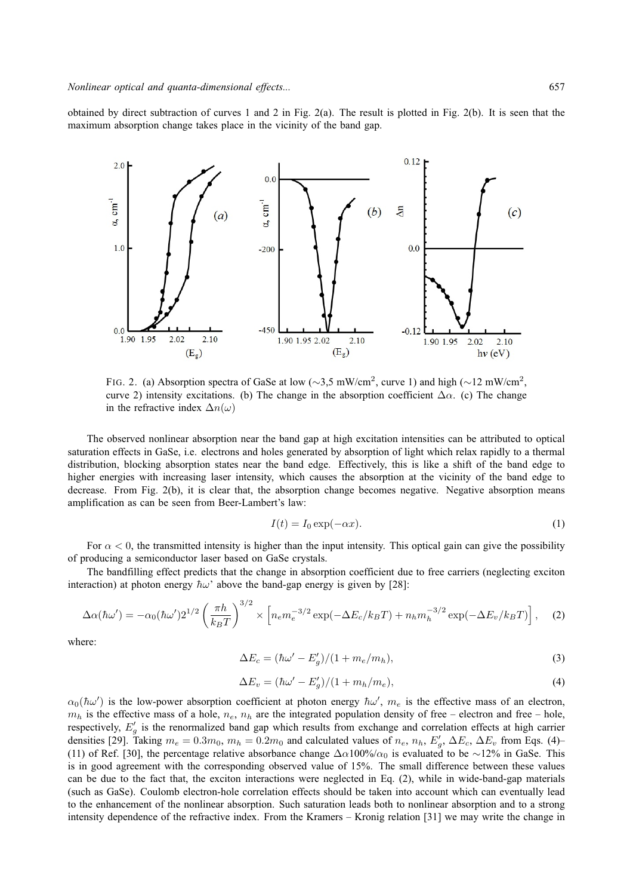obtained by direct subtraction of curves 1 and 2 in Fig. 2(a). The result is plotted in Fig. 2(b). It is seen that the maximum absorption change takes place in the vicinity of the band gap.

FIG. 2. (a) Absorption spectra of GaSe at low (~3,5 mW/cm$^2$, curve 1) and high (~12 mW/cm$^2$, curve 2) intensity excitations. (b) The change in the absorption coefficient $\Delta\alpha$. (c) The change in the refractive index $\Delta n(\omega)$

The observed nonlinear absorption near the band gap at high excitation intensities can be attributed to optical saturation effects in GaSe, i.e. electrons and holes generated by absorption of light which relax rapidly to a thermal distribution, blocking absorption states near the band edge. Effectively, this is like a shift of the band edge to higher energies with increasing laser intensity, which causes the absorption at the vicinity of the band edge to decrease. From Fig. 2(b), it is clear that, the absorption change becomes negative. Negative absorption means amplification as can be seen from Beer-Lambert's law:

$$I(t) = I_0 \exp(-\alpha x). \tag{1}$$

For $\alpha < 0$, the transmitted intensity is higher than the input intensity. This optical gain can give the possibility of producing a semiconductor laser based on GaSe crystals.

The bandfilling effect predicts that the change in absorption coefficient due to free carriers (neglecting exciton interaction) at photon energy $\hbar\omega$' above the band-gap energy is given by [28]:

$$\Delta\alpha(\hbar\omega') = -\alpha_0(\hbar\omega')2^{1/2}\left(\frac{\pi h}{k_B T}\right)^{3/2} \times \left[n_e m_e^{-3/2}\exp(-\Delta E_c/k_B T) + n_h m_h^{-3/2}\exp(-\Delta E_v/k_B T)\right], \tag{2}$$

where:

$$\Delta E_c = (\hbar\omega' - E_g')/(1 + m_e/m_h), \tag{3}$$

$$\Delta E_v = (\hbar\omega' - E_g')/(1 + m_h/m_e), \tag{4}$$

$\alpha_0(\hbar\omega')$ is the low-power absorption coefficient at photon energy $\hbar\omega'$, $m_e$ is the effective mass of an electron, $m_h$ is the effective mass of a hole, $n_e$, $n_h$ are the integrated population density of free – electron and free – hole, respectively, $E_g'$ is the renormalized band gap which results from exchange and correlation effects at high carrier densities [29]. Taking $m_e = 0.3m_0$, $m_h = 0.2m_0$ and calculated values of $n_e$, $n_h$, $E_g'$, $\Delta E_c$, $\Delta E_v$ from Eqs. (4)–(11) of Ref. [30], the percentage relative absorbance change $\Delta\alpha 100\%/\alpha_0$ is evaluated to be ~12% in GaSe. This is in good agreement with the corresponding observed value of 15%. The small difference between these values can be due to the fact that, the exciton interactions were neglected in Eq. (2), while in wide-band-gap materials (such as GaSe). Coulomb electron-hole correlation effects should be taken into account which can eventually lead to the enhancement of the nonlinear absorption. Such saturation leads both to nonlinear absorption and to a strong intensity dependence of the refractive index. From the Kramers – Kronig relation [31] we may write the change in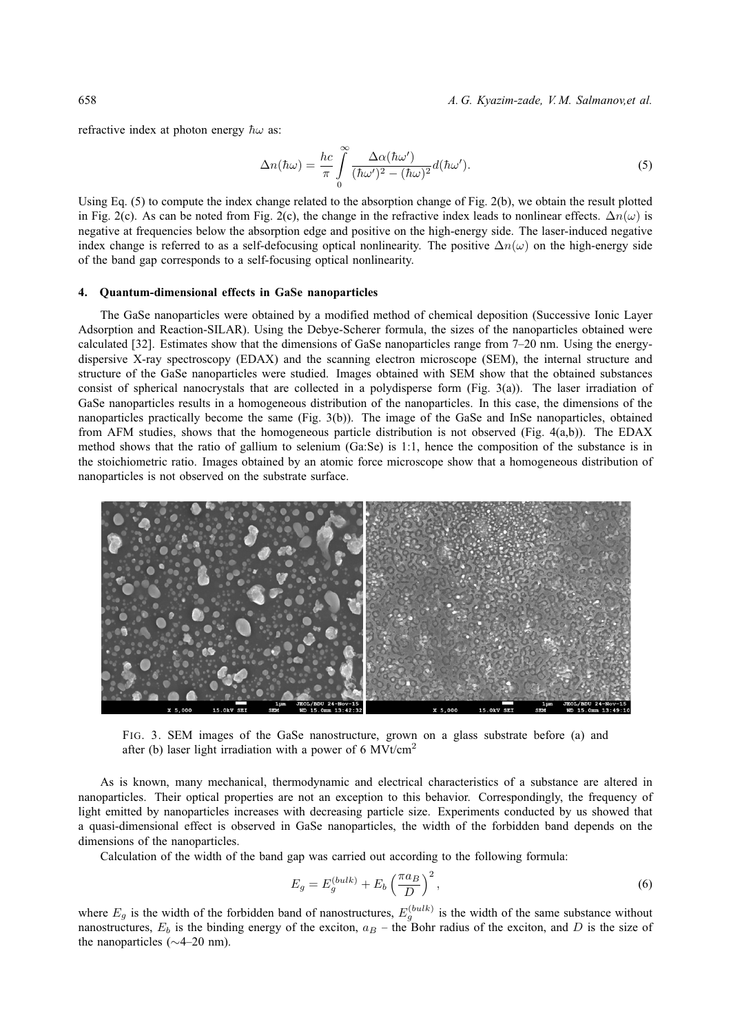refractive index at photon energy $\hbar\omega$ as:

$$\Delta n(\hbar\omega) = \frac{hc}{\pi} \int_0^\infty \frac{\Delta\alpha(\hbar\omega')}{(\hbar\omega')^2 - (\hbar\omega)^2} d(\hbar\omega'). \tag{5}$$

Using Eq. (5) to compute the index change related to the absorption change of Fig. 2(b), we obtain the result plotted in Fig. 2(c). As can be noted from Fig. 2(c), the change in the refractive index leads to nonlinear effects. $\Delta n(\omega)$ is negative at frequencies below the absorption edge and positive on the high-energy side. The laser-induced negative index change is referred to as a self-defocusing optical nonlinearity. The positive $\Delta n(\omega)$ on the high-energy side of the band gap corresponds to a self-focusing optical nonlinearity.

## 4. Quantum-dimensional effects in GaSe nanoparticles

The GaSe nanoparticles were obtained by a modified method of chemical deposition (Successive Ionic Layer Adsorption and Reaction-SILAR). Using the Debye-Scherer formula, the sizes of the nanoparticles obtained were calculated [32]. Estimates show that the dimensions of GaSe nanoparticles range from 7–20 nm. Using the energy-dispersive X-ray spectroscopy (EDAX) and the scanning electron microscope (SEM), the internal structure and structure of the GaSe nanoparticles were studied. Images obtained with SEM show that the obtained substances consist of spherical nanocrystals that are collected in a polydisperse form (Fig. 3(a)). The laser irradiation of GaSe nanoparticles results in a homogeneous distribution of the nanoparticles. In this case, the dimensions of the nanoparticles practically become the same (Fig. 3(b)). The image of the GaSe and InSe nanoparticles, obtained from AFM studies, shows that the homogeneous particle distribution is not observed (Fig. 4(a,b)). The EDAX method shows that the ratio of gallium to selenium (Ga:Se) is 1:1, hence the composition of the substance is in the stoichiometric ratio. Images obtained by an atomic force microscope show that a homogeneous distribution of nanoparticles is not observed on the substrate surface.

FIG. 3. SEM images of the GaSe nanostructure, grown on a glass substrate before (a) and after (b) laser light irradiation with a power of 6 MVt/cm$^2$

As is known, many mechanical, thermodynamic and electrical characteristics of a substance are altered in nanoparticles. Their optical properties are not an exception to this behavior. Correspondingly, the frequency of light emitted by nanoparticles increases with decreasing particle size. Experiments conducted by us showed that a quasi-dimensional effect is observed in GaSe nanoparticles, the width of the forbidden band depends on the dimensions of the nanoparticles.

Calculation of the width of the band gap was carried out according to the following formula:

$$E_g = E_g^{(bulk)} + E_b \left(\frac{\pi a_B}{D}\right)^2, \tag{6}$$

where $E_g$ is the width of the forbidden band of nanostructures, $E_g^{(bulk)}$ is the width of the same substance without nanostructures, $E_b$ is the binding energy of the exciton, $a_B$ – the Bohr radius of the exciton, and $D$ is the size of the nanoparticles (∼4–20 nm).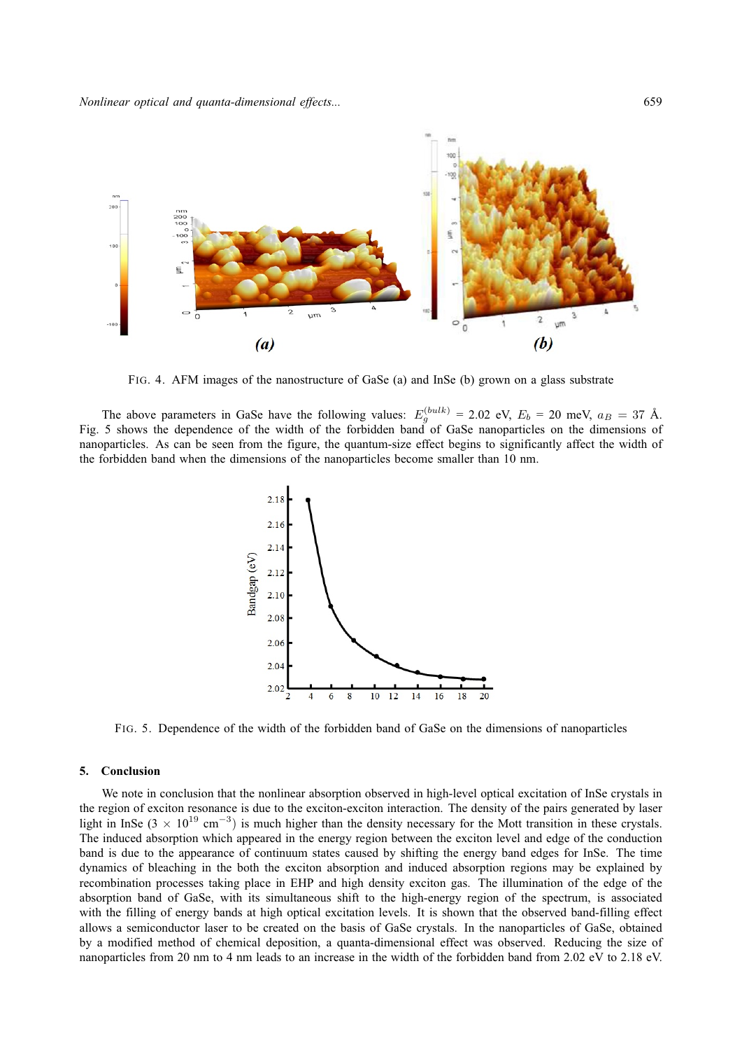FIG. 4. AFM images of the nanostructure of GaSe (a) and InSe (b) grown on a glass substrate

The above parameters in GaSe have the following values: $E_g^{(bulk)} = 2.02$ eV, $E_b = 20$ meV, $a_B = 37$ Å. Fig. 5 shows the dependence of the width of the forbidden band of GaSe nanoparticles on the dimensions of nanoparticles. As can be seen from the figure, the quantum-size effect begins to significantly affect the width of the forbidden band when the dimensions of the nanoparticles become smaller than 10 nm.

FIG. 5. Dependence of the width of the forbidden band of GaSe on the dimensions of nanoparticles

## 5. Conclusion

We note in conclusion that the nonlinear absorption observed in high-level optical excitation of InSe crystals in the region of exciton resonance is due to the exciton-exciton interaction. The density of the pairs generated by laser light in InSe ($3 \times 10^{19}$ cm$^{-3}$) is much higher than the density necessary for the Mott transition in these crystals. The induced absorption which appeared in the energy region between the exciton level and edge of the conduction band is due to the appearance of continuum states caused by shifting the energy band edges for InSe. The time dynamics of bleaching in the both the exciton absorption and induced absorption regions may be explained by recombination processes taking place in EHP and high density exciton gas. The illumination of the edge of the absorption band of GaSe, with its simultaneous shift to the high-energy region of the spectrum, is associated with the filling of energy bands at high optical excitation levels. It is shown that the observed band-filling effect allows a semiconductor laser to be created on the basis of GaSe crystals. In the nanoparticles of GaSe, obtained by a modified method of chemical deposition, a quanta-dimensional effect was observed. Reducing the size of nanoparticles from 20 nm to 4 nm leads to an increase in the width of the forbidden band from 2.02 eV to 2.18 eV.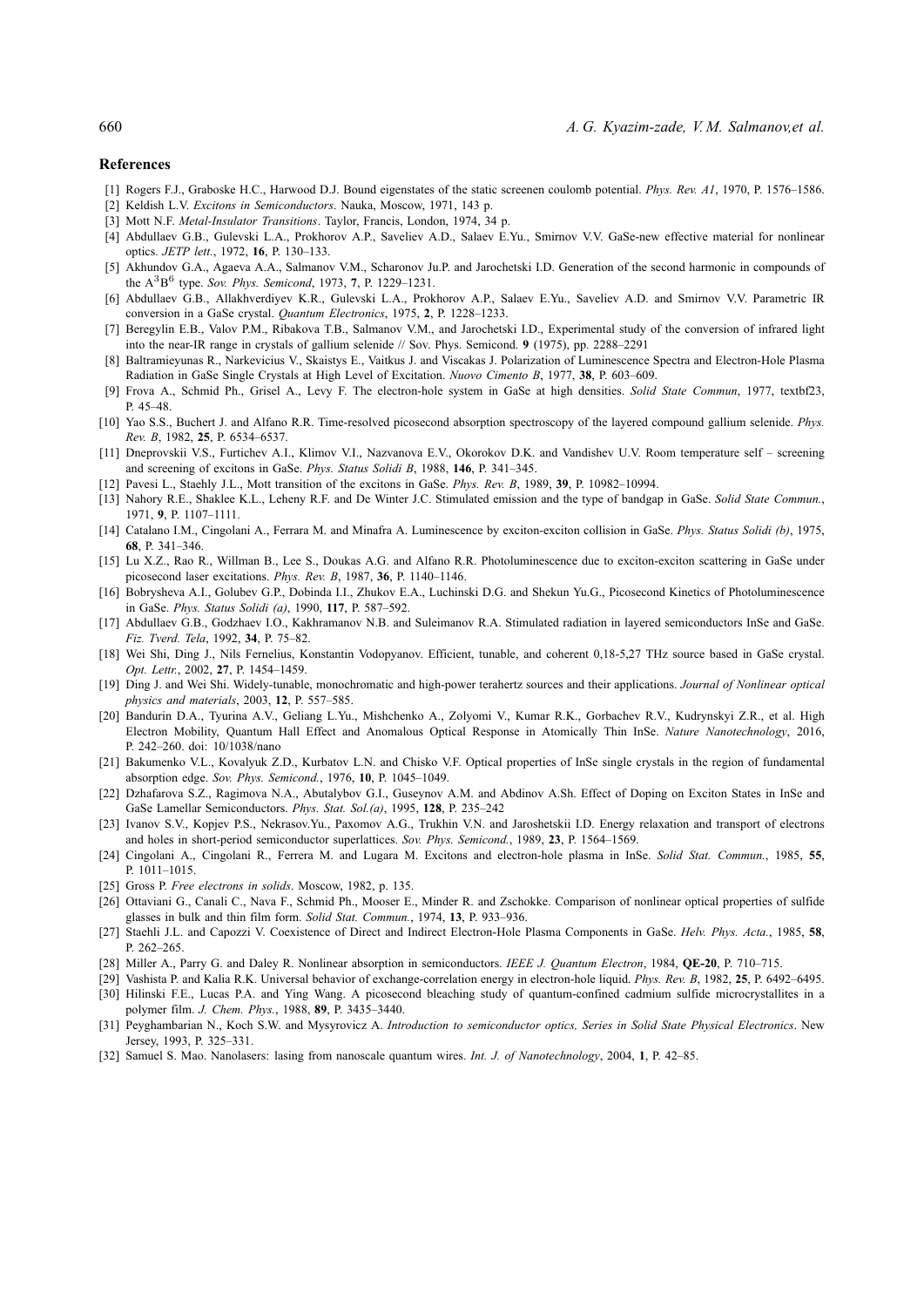## References

[1] Rogers F.J., Graboske H.C., Harwood D.J. Bound eigenstates of the static screenen coulomb potential. *Phys. Rev. A1*, 1970, P. 1576–1586.

[2] Keldish L.V. *Excitons in Semiconductors*. Nauka, Moscow, 1971, 143 p.

[3] Mott N.F. *Metal-Insulator Transitions*. Taylor, Francis, London, 1974, 34 p.

[4] Abdullaev G.B., Gulevski L.A., Prokhorov A.P., Saveliev A.D., Salaev E.Yu., Smirnov V.V. GaSe-new effective material for nonlinear optics. *JETP lett.*, 1972, **16**, P. 130–133.

[5] Akhundov G.A., Agaeva A.A., Salmanov V.M., Scharonov Ju.P. and Jarochetski I.D. Generation of the second harmonic in compounds of the $A^3B^6$ type. *Sov. Phys. Semicond*, 1973, **7**, P. 1229–1231.

[6] Abdullaev G.B., Allakhverdiyev K.R., Gulevski L.A., Prokhorov A.P., Salaev E.Yu., Saveliev A.D. and Smirnov V.V. Parametric IR conversion in a GaSe crystal. *Quantum Electronics*, 1975, **2**, P. 1228–1233.

[7] Beregylin E.B., Valov P.M., Ribakova T.B., Salmanov V.M., and Jarochetski I.D., Experimental study of the conversion of infrared light into the near-IR range in crystals of gallium selenide // Sov. Phys. Semicond. **9** (1975), pp. 2288–2291

[8] Baltramieyunas R., Narkevicius V., Skaistys E., Vaitkus J. and Viscakas J. Polarization of Luminescence Spectra and Electron-Hole Plasma Radiation in GaSe Single Crystals at High Level of Excitation. *Nuovo Cimento B*, 1977, **38**, P. 603–609.

[9] Frova A., Schmid Ph., Grisel A., Levy F. The electron-hole system in GaSe at high densities. *Solid State Commun*, 1977, textbf23, P. 45–48.

[10] Yao S.S., Buchert J. and Alfano R.R. Time-resolved picosecond absorption spectroscopy of the layered compound gallium selenide. *Phys. Rev. B*, 1982, **25**, P. 6534–6537.

[11] Dneprovskii V.S., Furtichev A.I., Klimov V.I., Nazvanova E.V., Okorokov D.K. and Vandishev U.V. Room temperature self – screening and screening of excitons in GaSe. *Phys. Status Solidi B*, 1988, **146**, P. 341–345.

[12] Pavesi L., Staehly J.L., Mott transition of the excitons in GaSe. *Phys. Rev. B*, 1989, **39**, P. 10982–10994.

[13] Nahory R.E., Shaklee K.L., Leheny R.F. and De Winter J.C. Stimulated emission and the type of bandgap in GaSe. *Solid State Commun.*, 1971, **9**, P. 1107–1111.

[14] Catalano I.M., Cingolani A., Ferrara M. and Minafra A. Luminescence by exciton-exciton collision in GaSe. *Phys. Status Solidi (b)*, 1975, **68**, P. 341–346.

[15] Lu X.Z., Rao R., Willman B., Lee S., Doukas A.G. and Alfano R.R. Photoluminescence due to exciton-exciton scattering in GaSe under picosecond laser excitations. *Phys. Rev. B*, 1987, **36**, P. 1140–1146.

[16] Bobrysheva A.I., Golubev G.P., Dobinda I.I., Zhukov E.A., Luchinski D.G. and Shekun Yu.G., Picosecond Kinetics of Photoluminescence in GaSe. *Phys. Status Solidi (a)*, 1990, **117**, P. 587–592.

[17] Abdullaev G.B., Godzhaev I.O., Kakhramanov N.B. and Suleimanov R.A. Stimulated radiation in layered semiconductors InSe and GaSe. *Fiz. Tverd. Tela*, 1992, **34**, P. 75–82.

[18] Wei Shi, Ding J., Nils Fernelius, Konstantin Vodopyanov. Efficient, tunable, and coherent 0,18-5,27 THz source based in GaSe crystal. *Opt. Lettr.*, 2002, **27**, P. 1454–1459.

[19] Ding J. and Wei Shi. Widely-tunable, monochromatic and high-power terahertz sources and their applications. *Journal of Nonlinear optical physics and materials*, 2003, **12**, P. 557–585.

[20] Bandurin D.A., Tyurina A.V., Geliang L.Yu., Mishchenko A., Zolyomi V., Kumar R.K., Gorbachev R.V., Kudrynskyi Z.R., et al. High Electron Mobility, Quantum Hall Effect and Anomalous Optical Response in Atomically Thin InSe. *Nature Nanotechnology*, 2016, P. 242–260. doi: 10/1038/nano

[21] Bakumenko V.L., Kovalyuk Z.D., Kurbatov L.N. and Chisko V.F. Optical properties of InSe single crystals in the region of fundamental absorption edge. *Sov. Phys. Semicond.*, 1976, **10**, P. 1045–1049.

[22] Dzhafarova S.Z., Ragimova N.A., Abutalybov G.I., Guseynov A.M. and Abdinov A.Sh. Effect of Doping on Exciton States in InSe and GaSe Lamellar Semiconductors. *Phys. Stat. Sol.(a)*, 1995, **128**, P. 235–242

[23] Ivanov S.V., Kopjev P.S., Nekrasov.Yu., Paxomov A.G., Trukhin V.N. and Jaroshetskii I.D. Energy relaxation and transport of electrons and holes in short-period semiconductor superlattices. *Sov. Phys. Semicond.*, 1989, **23**, P. 1564–1569.

[24] Cingolani A., Cingolani R., Ferrera M. and Lugara M. Excitons and electron-hole plasma in InSe. *Solid Stat. Commun.*, 1985, **55**, P. 1011–1015.

[25] Gross P. *Free electrons in solids*. Moscow, 1982, p. 135.

[26] Ottaviani G., Canali C., Nava F., Schmid Ph., Mooser E., Minder R. and Zschokke. Comparison of nonlinear optical properties of sulfide glasses in bulk and thin film form. *Solid Stat. Commun.*, 1974, **13**, P. 933–936.

[27] Staehli J.L. and Capozzi V. Coexistence of Direct and Indirect Electron-Hole Plasma Components in GaSe. *Helv. Phys. Acta.*, 1985, **58**, P. 262–265.

[28] Miller A., Parry G. and Daley R. Nonlinear absorption in semiconductors. *IEEE J. Quantum Electron*, 1984, **QE-20**, P. 710–715.

[29] Vashista P. and Kalia R.K. Universal behavior of exchange-correlation energy in electron-hole liquid. *Phys. Rev. B*, 1982, **25**, P. 6492–6495.

[30] Hilinski F.E., Lucas P.A. and Ying Wang. A picosecond bleaching study of quantum-confined cadmium sulfide microcrystallites in a polymer film. *J. Chem. Phys.*, 1988, **89**, P. 3435–3440.

[31] Peyghambarian N., Koch S.W. and Mysyrovicz A. *Introduction to semiconductor optics, Series in Solid State Physical Electronics*. New Jersey, 1993, P. 325–331.

[32] Samuel S. Mao. Nanolasers: lasing from nanoscale quantum wires. *Int. J. of Nanotechnology*, 2004, **1**, P. 42–85.